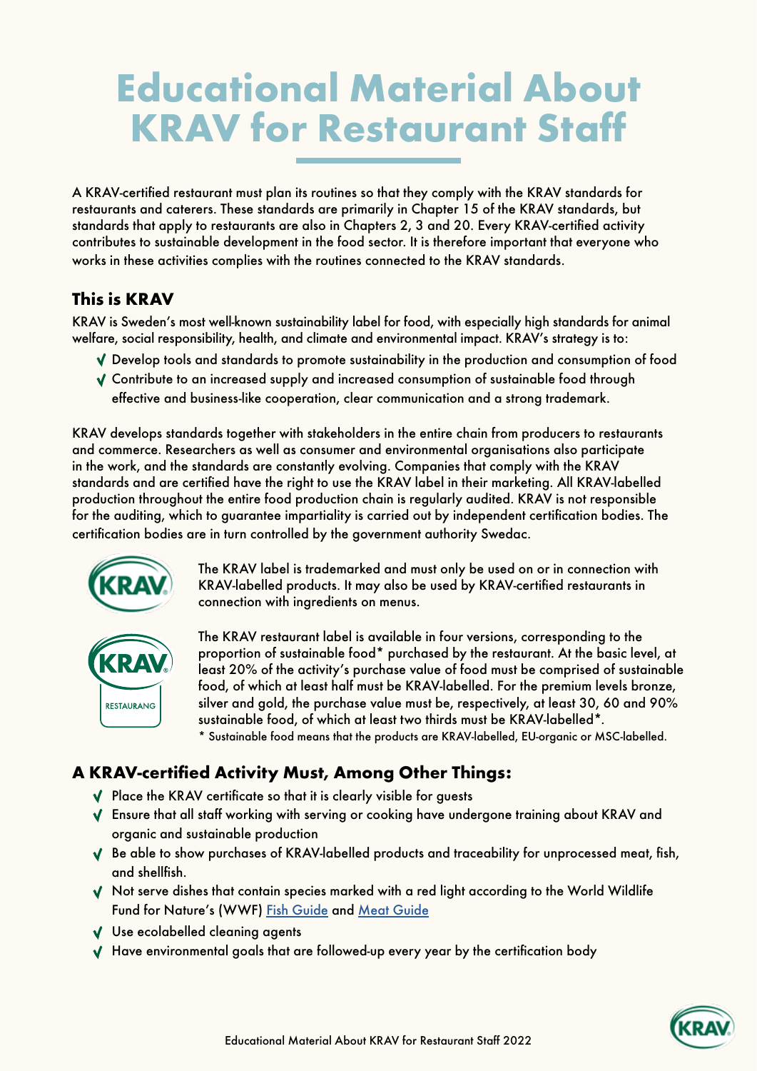# Educational Material About KRAV for Restaurant Staff

A KRAV-certified restaurant must plan its routines so that they comply with the KRAV standards for restaurants and caterers. These standards are primarily in Chapter 15 of the KRAV standards, but standards that apply to restaurants are also in Chapters 2, 3 and 20. Every KRAV-certified activity contributes to sustainable development in the food sector. It is therefore important that everyone who works in these activities complies with the routines connected to the KRAV standards.

## This is KRAV

KRAV is Sweden's most well-known sustainability label for food, with especially high standards for animal welfare, social responsibility, health, and climate and environmental impact. KRAV's strategy is to:

- Develop tools and standards to promote sustainability in the production and consumption of food
- Contribute to an increased supply and increased consumption of sustainable food through effective and business-like cooperation, clear communication and a strong trademark.

KRAV develops standards together with stakeholders in the entire chain from producers to restaurants and commerce. Researchers as well as consumer and environmental organisations also participate in the work, and the standards are constantly evolving. Companies that comply with the KRAV standards and are certified have the right to use the KRAV label in their marketing. All KRAV-labelled production throughout the entire food production chain is regularly audited. KRAV is not responsible for the auditing, which to guarantee impartiality is carried out by independent certification bodies. The certification bodies are in turn controlled by the government authority Swedac.

The KRAV label is trademarked and must only be used on or in connection with KRAV-labelled products. It may also be used by KRAV-certified restaurants in connection with ingredients on menus.

The KRAV restaurant label is available in four versions, corresponding to the proportion of sustainable food* purchased by the restaurant. At the basic level, at least 20% of the activity's purchase value of food must be comprised of sustainable food, of which at least half must be KRAV-labelled. For the premium levels bronze, silver and gold, the purchase value must be, respectively, at least 30, 60 and 90% sustainable food, of which at least two thirds must be KRAV-labelled*.

\* Sustainable food means that the products are KRAV-labelled, EU-organic or MSC-labelled.

## A KRAV-certified Activity Must, Among Other Things:

- Place the KRAV certificate so that it is clearly visible for guests
- Ensure that all staff working with serving or cooking have undergone training about KRAV and organic and sustainable production
- Be able to show purchases of KRAV-labelled products and traceability for unprocessed meat, fish, and shellfish.
- Not serve dishes that contain species marked with a red light according to the World Wildlife Fund for Nature's (WWF) Fish Guide and Meat Guide
- Use ecolabelled cleaning agents
- Have environmental goals that are followed-up every year by the certification body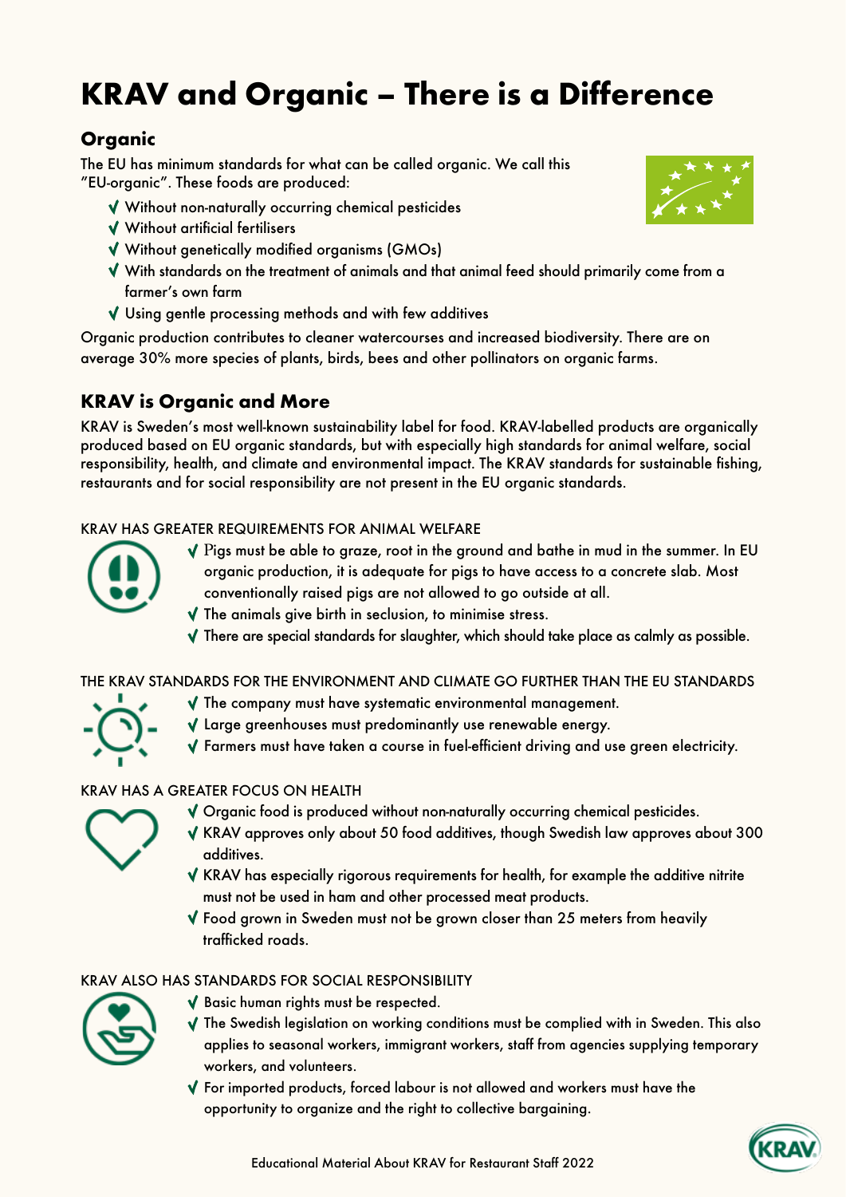# KRAV and Organic – There is a Difference

## Organic

The EU has minimum standards for what can be called organic. We call this "EU-organic". These foods are produced:

- Without non-naturally occurring chemical pesticides
- Without artificial fertilisers
- Without genetically modified organisms (GMOs)
- With standards on the treatment of animals and that animal feed should primarily come from a farmer's own farm
- Using gentle processing methods and with few additives

Organic production contributes to cleaner watercourses and increased biodiversity. There are on average 30% more species of plants, birds, bees and other pollinators on organic farms.

## KRAV is Organic and More

KRAV is Sweden's most well-known sustainability label for food. KRAV-labelled products are organically produced based on EU organic standards, but with especially high standards for animal welfare, social responsibility, health, and climate and environmental impact. The KRAV standards for sustainable fishing, restaurants and for social responsibility are not present in the EU organic standards.

### KRAV HAS GREATER REQUIREMENTS FOR ANIMAL WELFARE

- Pigs must be able to graze, root in the ground and bathe in mud in the summer. In EU organic production, it is adequate for pigs to have access to a concrete slab. Most conventionally raised pigs are not allowed to go outside at all.
- The animals give birth in seclusion, to minimise stress.
- There are special standards for slaughter, which should take place as calmly as possible.

### THE KRAV STANDARDS FOR THE ENVIRONMENT AND CLIMATE GO FURTHER THAN THE EU STANDARDS

- The company must have systematic environmental management.
- Large greenhouses must predominantly use renewable energy.
- Farmers must have taken a course in fuel-efficient driving and use green electricity.

### KRAV HAS A GREATER FOCUS ON HEALTH

- Organic food is produced without non-naturally occurring chemical pesticides.
- KRAV approves only about 50 food additives, though Swedish law approves about 300 additives.
- KRAV has especially rigorous requirements for health, for example the additive nitrite must not be used in ham and other processed meat products.
- Food grown in Sweden must not be grown closer than 25 meters from heavily trafficked roads.

### KRAV ALSO HAS STANDARDS FOR SOCIAL RESPONSIBILITY

- Basic human rights must be respected.
- The Swedish legislation on working conditions must be complied with in Sweden. This also applies to seasonal workers, immigrant workers, staff from agencies supplying temporary workers, and volunteers.
- For imported products, forced labour is not allowed and workers must have the opportunity to organize and the right to collective bargaining.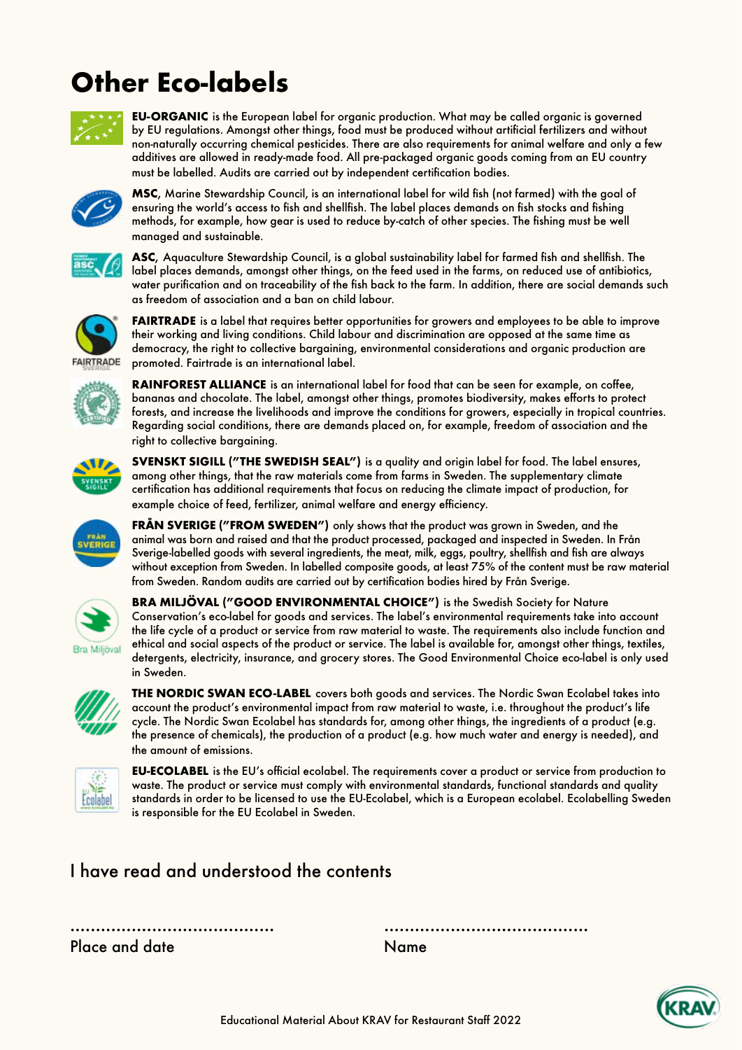# Other Eco-labels

**EU-ORGANIC** is the European label for organic production. What may be called organic is governed by EU regulations. Amongst other things, food must be produced without artificial fertilizers and without non-naturally occurring chemical pesticides. There are also requirements for animal welfare and only a few additives are allowed in ready-made food. All pre-packaged organic goods coming from an EU country must be labelled. Audits are carried out by independent certification bodies.

**MSC**, Marine Stewardship Council, is an international label for wild fish (not farmed) with the goal of ensuring the world's access to fish and shellfish. The label places demands on fish stocks and fishing methods, for example, how gear is used to reduce by-catch of other species. The fishing must be well managed and sustainable.

**ASC**, Aquaculture Stewardship Council, is a global sustainability label for farmed fish and shellfish. The label places demands, amongst other things, on the feed used in the farms, on reduced use of antibiotics, water purification and on traceability of the fish back to the farm. In addition, there are social demands such as freedom of association and a ban on child labour.

**FAIRTRADE** is a label that requires better opportunities for growers and employees to be able to improve their working and living conditions. Child labour and discrimination are opposed at the same time as democracy, the right to collective bargaining, environmental considerations and organic production are promoted. Fairtrade is an international label.

**RAINFOREST ALLIANCE** is an international label for food that can be seen for example, on coffee, bananas and chocolate. The label, amongst other things, promotes biodiversity, makes efforts to protect forests, and increase the livelihoods and improve the conditions for growers, especially in tropical countries. Regarding social conditions, there are demands placed on, for example, freedom of association and the right to collective bargaining.

**SVENSKT SIGILL ("THE SWEDISH SEAL")** is a quality and origin label for food. The label ensures, among other things, that the raw materials come from farms in Sweden. The supplementary climate certification has additional requirements that focus on reducing the climate impact of production, for example choice of feed, fertilizer, animal welfare and energy efficiency.

**FRÅN SVERIGE ("FROM SWEDEN")** only shows that the product was grown in Sweden, and the animal was born and raised and that the product processed, packaged and inspected in Sweden. In Från Sverige-labelled goods with several ingredients, the meat, milk, eggs, poultry, shellfish and fish are always without exception from Sweden. In labelled composite goods, at least 75% of the content must be raw material from Sweden. Random audits are carried out by certification bodies hired by Från Sverige.

**BRA MILJÖVAL ("GOOD ENVIRONMENTAL CHOICE")** is the Swedish Society for Nature Conservation's eco-label for goods and services. The label's environmental requirements take into account the life cycle of a product or service from raw material to waste. The requirements also include function and ethical and social aspects of the product or service. The label is available for, amongst other things, textiles, detergents, electricity, insurance, and grocery stores. The Good Environmental Choice eco-label is only used in Sweden.

**THE NORDIC SWAN ECO-LABEL** covers both goods and services. The Nordic Swan Ecolabel takes into account the product's environmental impact from raw material to waste, i.e. throughout the product's life cycle. The Nordic Swan Ecolabel has standards for, among other things, the ingredients of a product (e.g. the presence of chemicals), the production of a product (e.g. how much water and energy is needed), and the amount of emissions.

**EU-ECOLABEL** is the EU's official ecolabel. The requirements cover a product or service from production to waste. The product or service must comply with environmental standards, functional standards and quality standards in order to be licensed to use the EU-Ecolabel, which is a European ecolabel. Ecolabelling Sweden is responsible for the EU Ecolabel in Sweden.

## I have read and understood the contents

.......................................... Place and date

.......................................... Name

Educational Material About KRAV for Restaurant Staff 2022